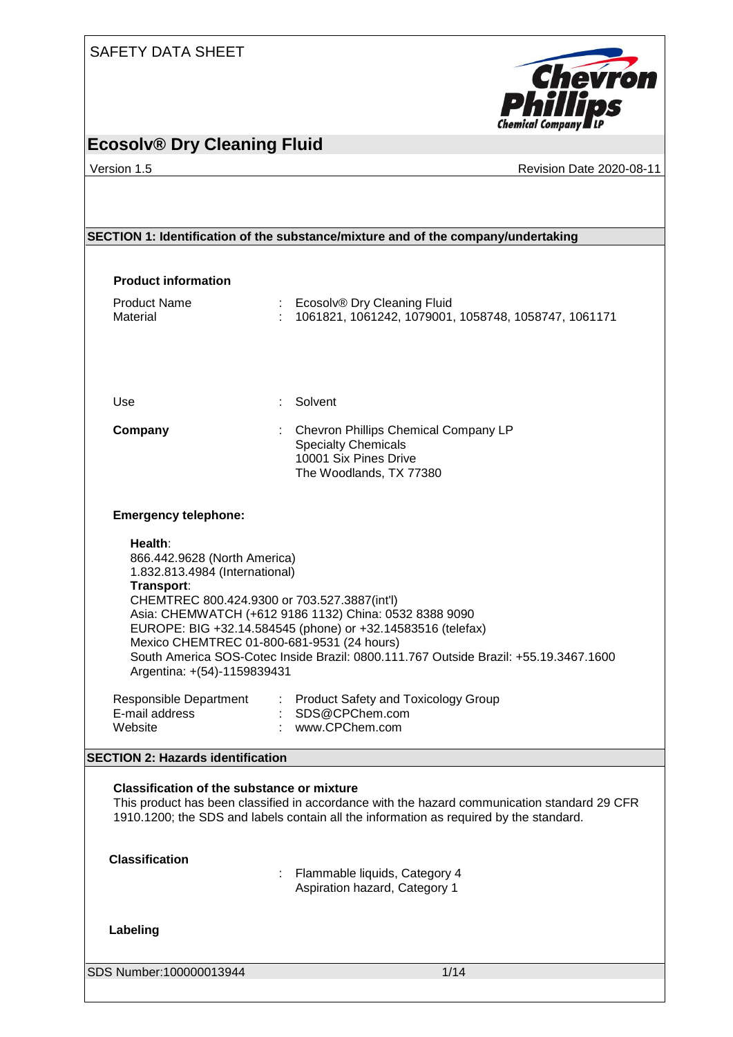SAFETY DATA SHEET

# Ecosolv® Dry Cleaning Fluid

Version 1.5 | Revision Date 2020-08-11

## SECTION 1: Identification of the substance/mixture and of the company/undertaking

### Product information

Product Name : Ecosolv® Dry Cleaning Fluid
Material : 1061821, 1061242, 1079001, 1058748, 1058747, 1061171

Use : Solvent

**Company** : Chevron Phillips Chemical Company LP
Specialty Chemicals
10001 Six Pines Drive
The Woodlands, TX 77380

### Emergency telephone:

**Health**:
866.442.9628 (North America)
1.832.813.4984 (International)
**Transport**:
CHEMTREC 800.424.9300 or 703.527.3887(int'l)
Asia: CHEMWATCH (+612 9186 1132) China: 0532 8388 9090
EUROPE: BIG +32.14.584545 (phone) or +32.14583516 (telefax)
Mexico CHEMTREC 01-800-681-9531 (24 hours)
South America SOS-Cotec Inside Brazil: 0800.111.767 Outside Brazil: +55.19.3467.1600
Argentina: +(54)-1159839431

Responsible Department : Product Safety and Toxicology Group
E-mail address : SDS@CPChem.com
Website : www.CPChem.com

## SECTION 2: Hazards identification

### Classification of the substance or mixture

This product has been classified in accordance with the hazard communication standard 29 CFR 1910.1200; the SDS and labels contain all the information as required by the standard.

### Classification

: Flammable liquids, Category 4
Aspiration hazard, Category 1

### Labeling

SDS Number:100000013944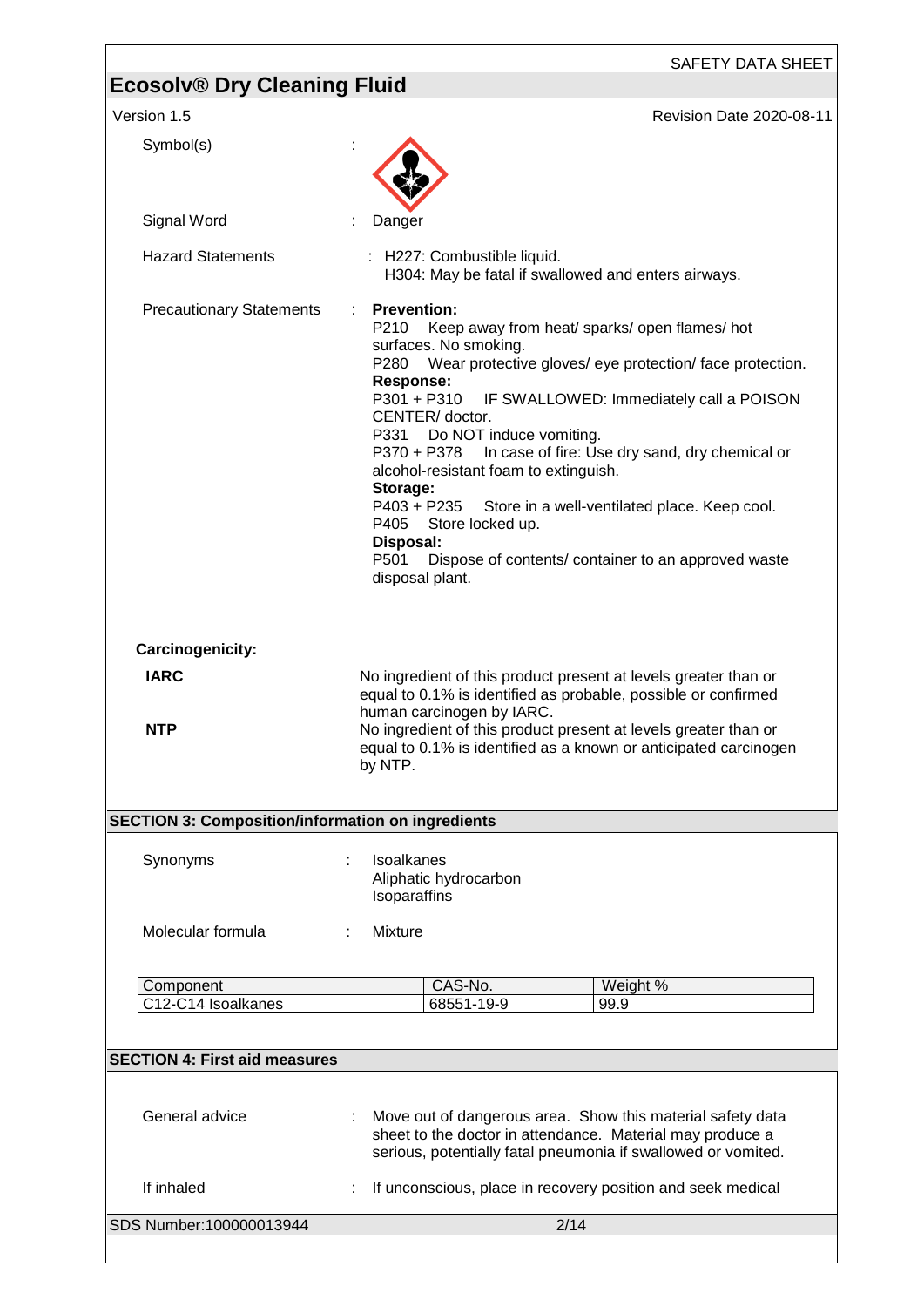Symbol(s) :

Signal Word : Danger

Hazard Statements : H227: Combustible liquid.
H304: May be fatal if swallowed and enters airways.

Precautionary Statements :

**Prevention:**

P210 Keep away from heat/ sparks/ open flames/ hot surfaces. No smoking.

P280 Wear protective gloves/ eye protection/ face protection.

**Response:**

P301 + P310 IF SWALLOWED: Immediately call a POISON CENTER/ doctor.

P331 Do NOT induce vomiting.

P370 + P378 In case of fire: Use dry sand, dry chemical or alcohol-resistant foam to extinguish.

**Storage:**

P403 + P235 Store in a well-ventilated place. Keep cool.

P405 Store locked up.

**Disposal:**

P501 Dispose of contents/ container to an approved waste disposal plant.

**Carcinogenicity:**

**IARC** No ingredient of this product present at levels greater than or equal to 0.1% is identified as probable, possible or confirmed human carcinogen by IARC.

**NTP** No ingredient of this product present at levels greater than or equal to 0.1% is identified as a known or anticipated carcinogen by NTP.

## SECTION 3: Composition/information on ingredients

Synonyms : Isoalkanes
Aliphatic hydrocarbon
Isoparaffins

Molecular formula : Mixture

| Component | CAS-No. | Weight % |
|---|---|---|
| C12-C14 Isoalkanes | 68551-19-9 | 99.9 |

## SECTION 4: First aid measures

General advice : Move out of dangerous area. Show this material safety data sheet to the doctor in attendance. Material may produce a serious, potentially fatal pneumonia if swallowed or vomited.

If inhaled : If unconscious, place in recovery position and seek medical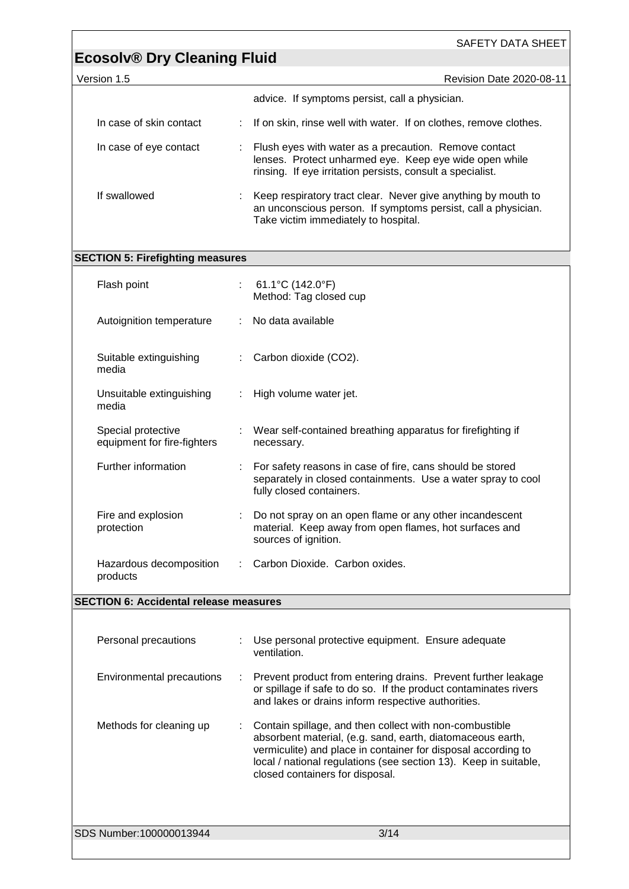advice. If symptoms persist, call a physician.

| | |
|---|---|
| In case of skin contact | If on skin, rinse well with water. If on clothes, remove clothes. |
| In case of eye contact | Flush eyes with water as a precaution. Remove contact lenses. Protect unharmed eye. Keep eye wide open while rinsing. If eye irritation persists, consult a specialist. |
| If swallowed | Keep respiratory tract clear. Never give anything by mouth to an unconscious person. If symptoms persist, call a physician. Take victim immediately to hospital. |

## SECTION 5: Firefighting measures

| | |
|---|---|
| Flash point | 61.1°C (142.0°F)<br>Method: Tag closed cup |
| Autoignition temperature | No data available |
| Suitable extinguishing media | Carbon dioxide ($CO_2$). |
| Unsuitable extinguishing media | High volume water jet. |
| Special protective equipment for fire-fighters | Wear self-contained breathing apparatus for firefighting if necessary. |
| Further information | For safety reasons in case of fire, cans should be stored separately in closed containments. Use a water spray to cool fully closed containers. |
| Fire and explosion protection | Do not spray on an open flame or any other incandescent material. Keep away from open flames, hot surfaces and sources of ignition. |
| Hazardous decomposition products | Carbon Dioxide. Carbon oxides. |

## SECTION 6: Accidental release measures

| | |
|---|---|
| Personal precautions | Use personal protective equipment. Ensure adequate ventilation. |
| Environmental precautions | Prevent product from entering drains. Prevent further leakage or spillage if safe to do so. If the product contaminates rivers and lakes or drains inform respective authorities. |
| Methods for cleaning up | Contain spillage, and then collect with non-combustible absorbent material, (e.g. sand, earth, diatomaceous earth, vermiculite) and place in container for disposal according to local / national regulations (see section 13). Keep in suitable, closed containers for disposal. |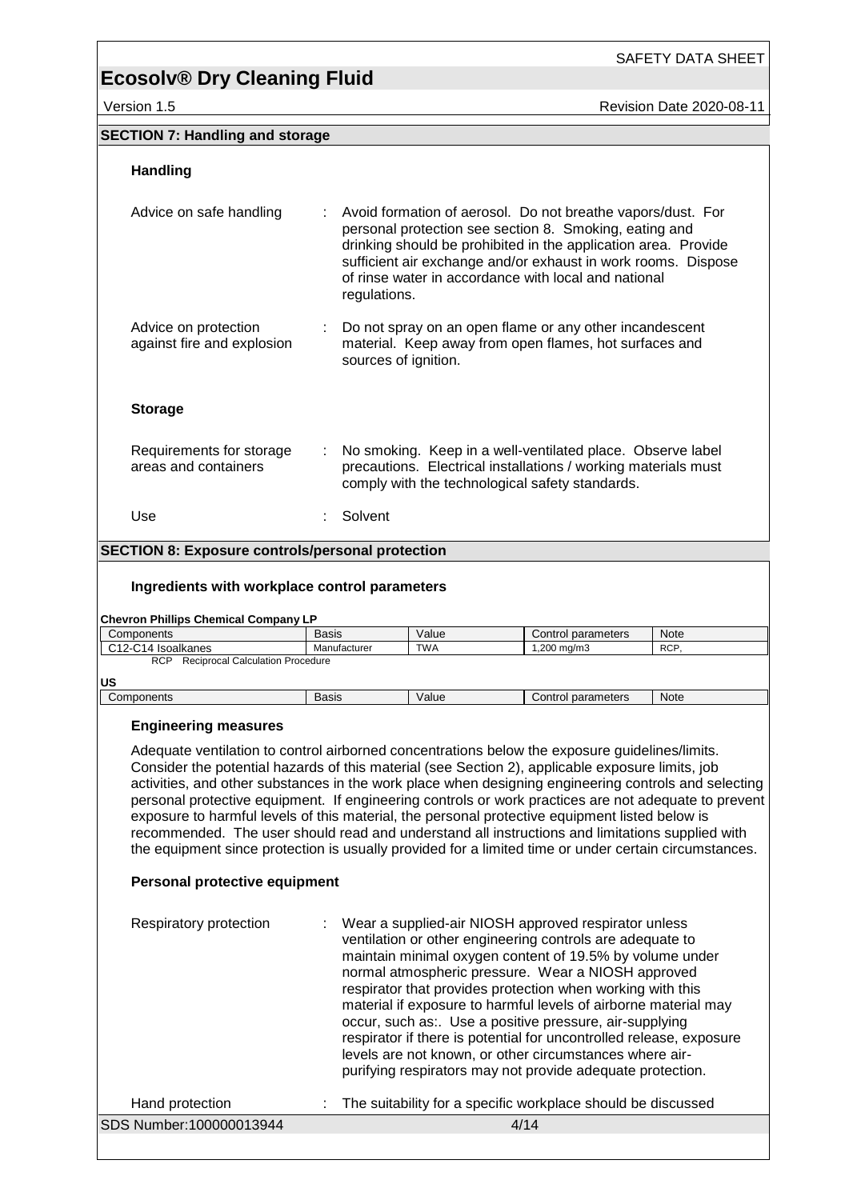## SECTION 7: Handling and storage

### Handling

Advice on safe handling : Avoid formation of aerosol. Do not breathe vapors/dust. For personal protection see section 8. Smoking, eating and drinking should be prohibited in the application area. Provide sufficient air exchange and/or exhaust in work rooms. Dispose of rinse water in accordance with local and national regulations.

Advice on protection against fire and explosion : Do not spray on an open flame or any other incandescent material. Keep away from open flames, hot surfaces and sources of ignition.

### Storage

Requirements for storage areas and containers : No smoking. Keep in a well-ventilated place. Observe label precautions. Electrical installations / working materials must comply with the technological safety standards.

Use : Solvent

## SECTION 8: Exposure controls/personal protection

### Ingredients with workplace control parameters

**Chevron Phillips Chemical Company LP**

| Components | Basis | Value | Control parameters | Note |
|---|---|---|---|---|
| C12-C14 Isoalkanes | Manufacturer | TWA | 1,200 mg/m3 | RCP, |

RCP Reciprocal Calculation Procedure

**US**

| Components | Basis | Value | Control parameters | Note |
|---|---|---|---|---|

### Engineering measures

Adequate ventilation to control airborned concentrations below the exposure guidelines/limits. Consider the potential hazards of this material (see Section 2), applicable exposure limits, job activities, and other substances in the work place when designing engineering controls and selecting personal protective equipment. If engineering controls or work practices are not adequate to prevent exposure to harmful levels of this material, the personal protective equipment listed below is recommended. The user should read and understand all instructions and limitations supplied with the equipment since protection is usually provided for a limited time or under certain circumstances.

### Personal protective equipment

Respiratory protection : Wear a supplied-air NIOSH approved respirator unless ventilation or other engineering controls are adequate to maintain minimal oxygen content of 19.5% by volume under normal atmospheric pressure. Wear a NIOSH approved respirator that provides protection when working with this material if exposure to harmful levels of airborne material may occur, such as:. Use a positive pressure, air-supplying respirator if there is potential for uncontrolled release, exposure levels are not known, or other circumstances where air-purifying respirators may not provide adequate protection.

Hand protection : The suitability for a specific workplace should be discussed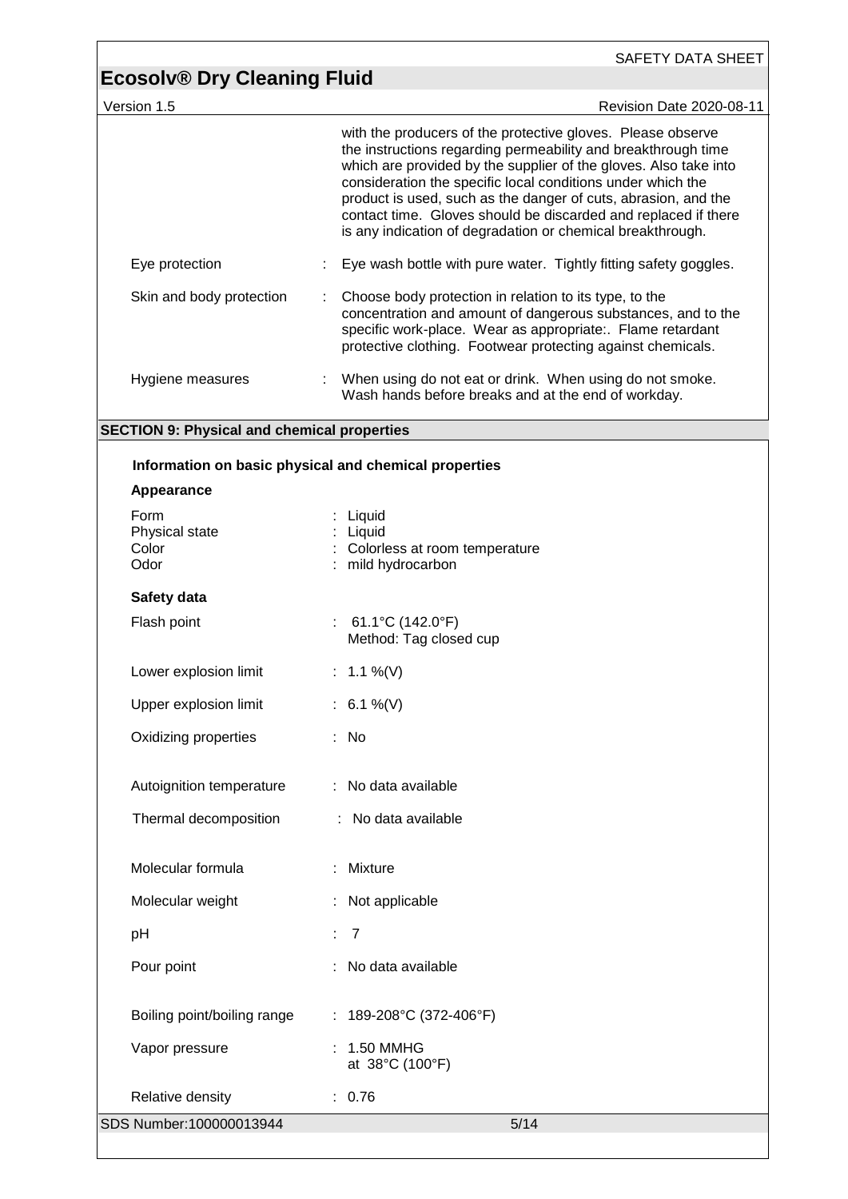with the producers of the protective gloves. Please observe the instructions regarding permeability and breakthrough time which are provided by the supplier of the gloves. Also take into consideration the specific local conditions under which the product is used, such as the danger of cuts, abrasion, and the contact time. Gloves should be discarded and replaced if there is any indication of degradation or chemical breakthrough.

| | |
|---|---|
| Eye protection | : Eye wash bottle with pure water. Tightly fitting safety goggles. |
| Skin and body protection | : Choose body protection in relation to its type, to the concentration and amount of dangerous substances, and to the specific work-place. Wear as appropriate:. Flame retardant protective clothing. Footwear protecting against chemicals. |
| Hygiene measures | : When using do not eat or drink. When using do not smoke. Wash hands before breaks and at the end of workday. |

## SECTION 9: Physical and chemical properties

### Information on basic physical and chemical properties

**Appearance**

| | |
|---|---|
| Form | : Liquid |
| Physical state | : Liquid |
| Color | : Colorless at room temperature |
| Odor | : mild hydrocarbon |

**Safety data**

| | |
|---|---|
| Flash point | : 61.1°C (142.0°F)<br>Method: Tag closed cup |
| Lower explosion limit | : 1.1 %(V) |
| Upper explosion limit | : 6.1 %(V) |
| Oxidizing properties | : No |
| Autoignition temperature | : No data available |
| Thermal decomposition | : No data available |
| Molecular formula | : Mixture |
| Molecular weight | : Not applicable |
| pH | : 7 |
| Pour point | : No data available |
| Boiling point/boiling range | : 189-208°C (372-406°F) |
| Vapor pressure | : 1.50 MMHG<br>at 38°C (100°F) |
| Relative density | : 0.76 |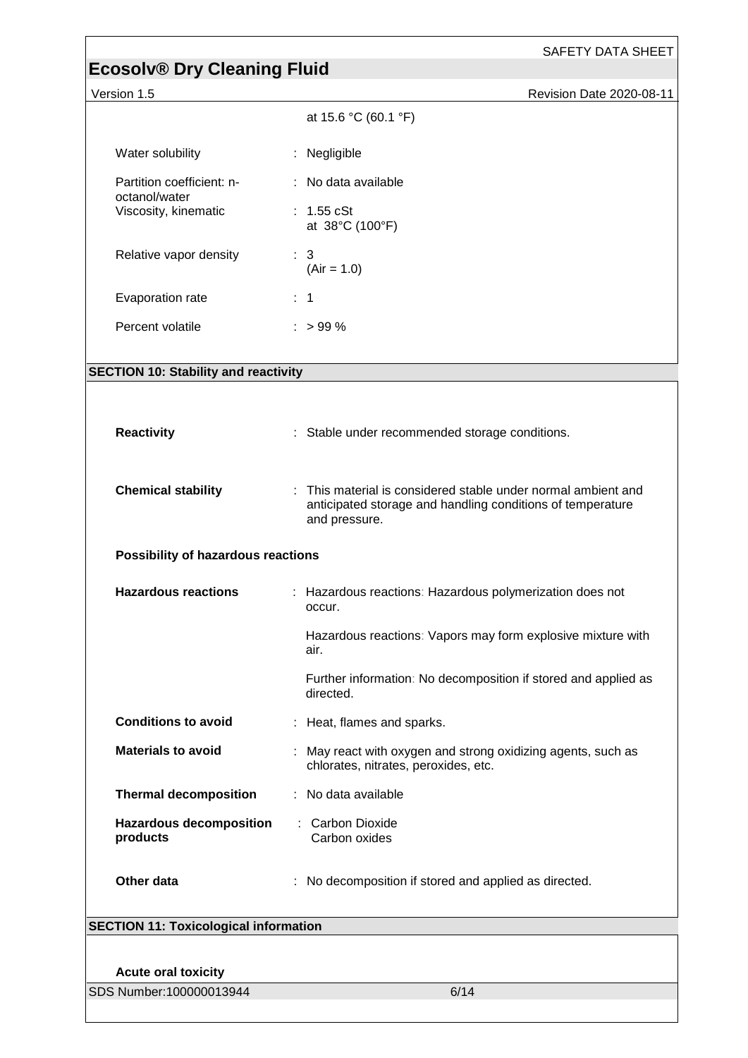| | |
|---|---|
| | at 15.6 °C (60.1 °F) |
| Water solubility | : Negligible |
| Partition coefficient: n-octanol/water | : No data available |
| Viscosity, kinematic | : 1.55 cSt at 38°C (100°F) |
| Relative vapor density | : 3 (Air = 1.0) |
| Evaporation rate | : 1 |
| Percent volatile | : > 99 % |

## SECTION 10: Stability and reactivity

| | |
|---|---|
| **Reactivity** | : Stable under recommended storage conditions. |
| **Chemical stability** | : This material is considered stable under normal ambient and anticipated storage and handling conditions of temperature and pressure. |

**Possibility of hazardous reactions**

| | |
|---|---|
| **Hazardous reactions** | : Hazardous reactions: Hazardous polymerization does not occur. |
| | Hazardous reactions: Vapors may form explosive mixture with air. |
| | Further information: No decomposition if stored and applied as directed. |
| **Conditions to avoid** | : Heat, flames and sparks. |
| **Materials to avoid** | : May react with oxygen and strong oxidizing agents, such as chlorates, nitrates, peroxides, etc. |
| **Thermal decomposition** | : No data available |
| **Hazardous decomposition products** | : Carbon Dioxide<br>Carbon oxides |
| **Other data** | : No decomposition if stored and applied as directed. |

## SECTION 11: Toxicological information

**Acute oral toxicity**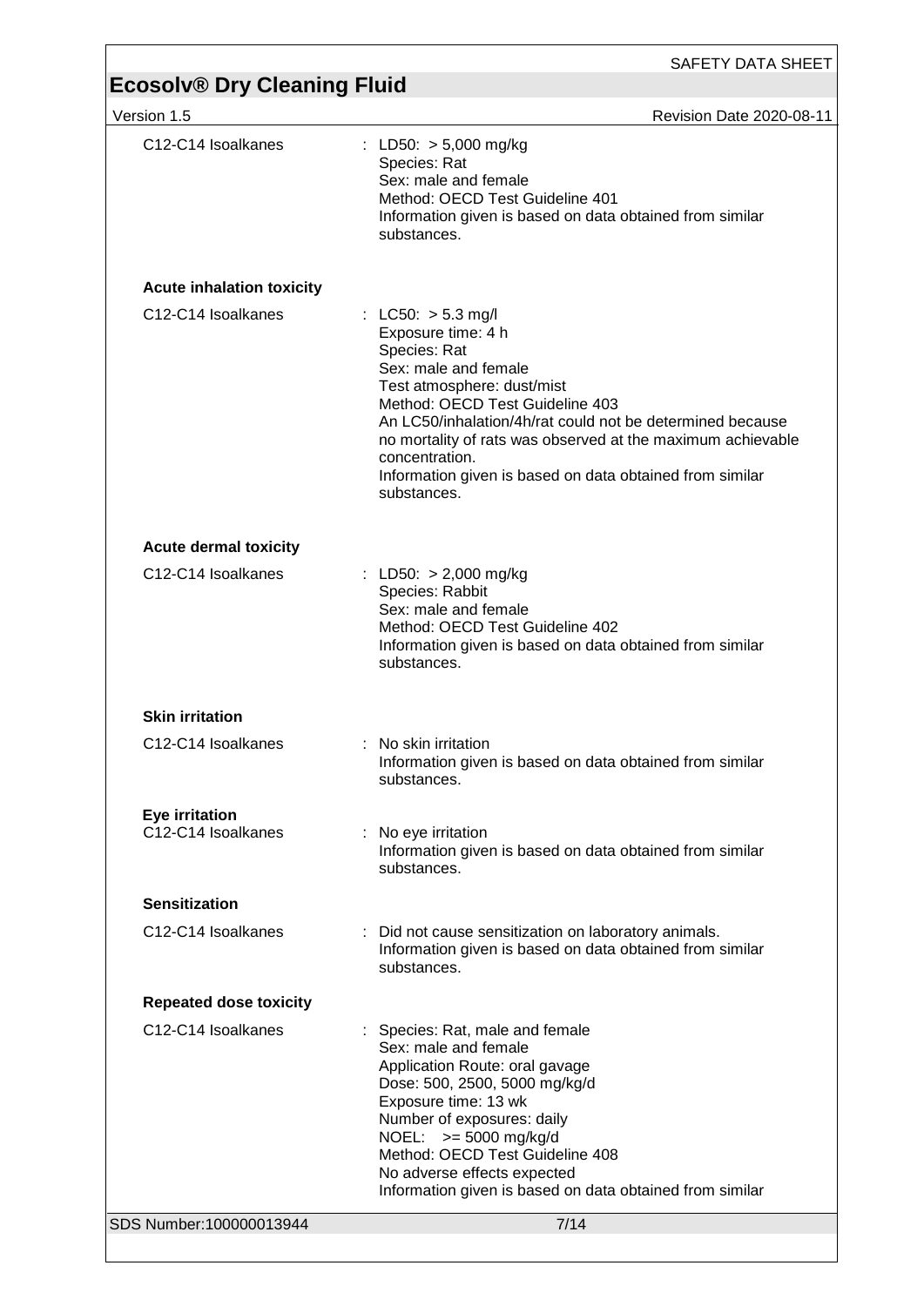C12-C14 Isoalkanes : LD50: > 5,000 mg/kg
Species: Rat
Sex: male and female
Method: OECD Test Guideline 401
Information given is based on data obtained from similar substances.

**Acute inhalation toxicity**

C12-C14 Isoalkanes : LC50: > 5.3 mg/l
Exposure time: 4 h
Species: Rat
Sex: male and female
Test atmosphere: dust/mist
Method: OECD Test Guideline 403
An LC50/inhalation/4h/rat could not be determined because no mortality of rats was observed at the maximum achievable concentration.
Information given is based on data obtained from similar substances.

**Acute dermal toxicity**

C12-C14 Isoalkanes : LD50: > 2,000 mg/kg
Species: Rabbit
Sex: male and female
Method: OECD Test Guideline 402
Information given is based on data obtained from similar substances.

**Skin irritation**

C12-C14 Isoalkanes : No skin irritation
Information given is based on data obtained from similar substances.

**Eye irritation**

C12-C14 Isoalkanes : No eye irritation
Information given is based on data obtained from similar substances.

**Sensitization**

C12-C14 Isoalkanes : Did not cause sensitization on laboratory animals.
Information given is based on data obtained from similar substances.

**Repeated dose toxicity**

C12-C14 Isoalkanes : Species: Rat, male and female
Sex: male and female
Application Route: oral gavage
Dose: 500, 2500, 5000 mg/kg/d
Exposure time: 13 wk
Number of exposures: daily
NOEL: >= 5000 mg/kg/d
Method: OECD Test Guideline 408
No adverse effects expected
Information given is based on data obtained from similar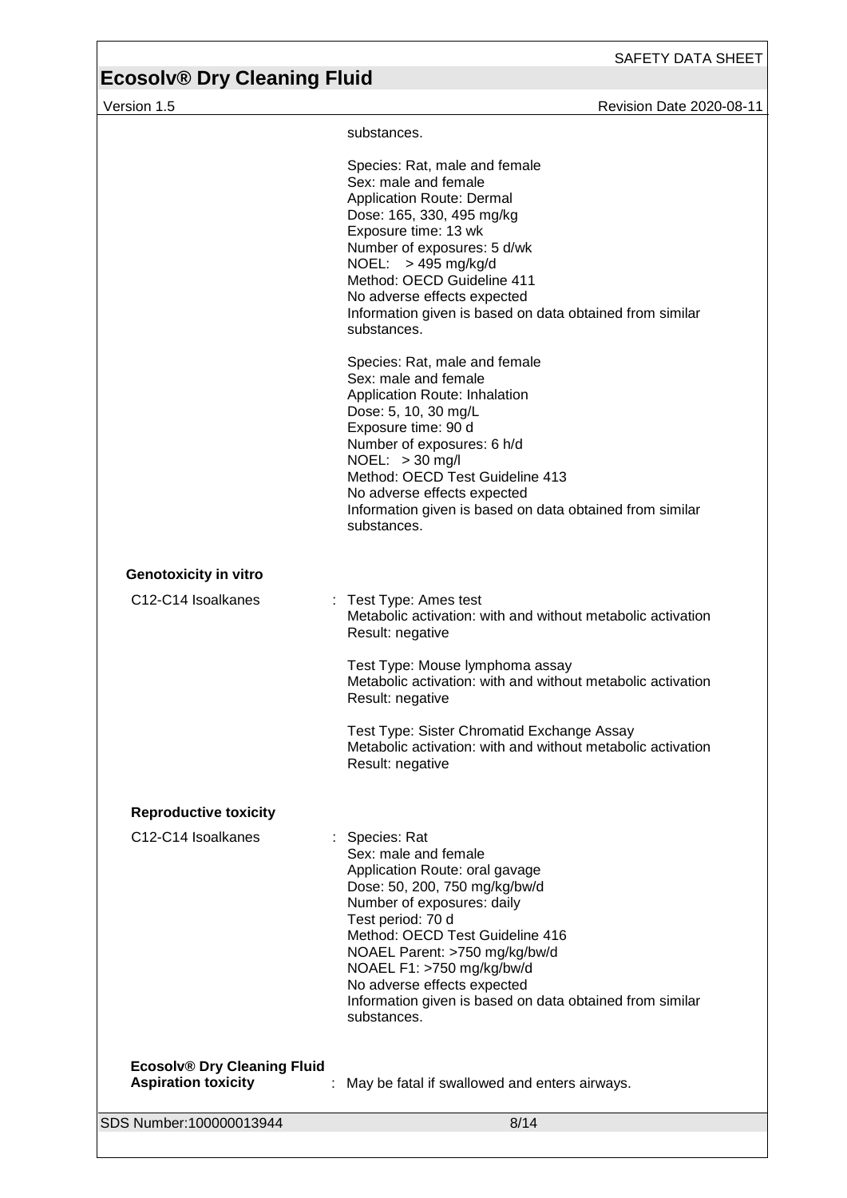substances.

Species: Rat, male and female
Sex: male and female
Application Route: Dermal
Dose: 165, 330, 495 mg/kg
Exposure time: 13 wk
Number of exposures: 5 d/wk
NOEL: > 495 mg/kg/d
Method: OECD Guideline 411
No adverse effects expected
Information given is based on data obtained from similar substances.

Species: Rat, male and female
Sex: male and female
Application Route: Inhalation
Dose: 5, 10, 30 mg/L
Exposure time: 90 d
Number of exposures: 6 h/d
NOEL: > 30 mg/l
Method: OECD Test Guideline 413
No adverse effects expected
Information given is based on data obtained from similar substances.

**Genotoxicity in vitro**

C12-C14 Isoalkanes : Test Type: Ames test
Metabolic activation: with and without metabolic activation
Result: negative

Test Type: Mouse lymphoma assay
Metabolic activation: with and without metabolic activation
Result: negative

Test Type: Sister Chromatid Exchange Assay
Metabolic activation: with and without metabolic activation
Result: negative

**Reproductive toxicity**

C12-C14 Isoalkanes : Species: Rat
Sex: male and female
Application Route: oral gavage
Dose: 50, 200, 750 mg/kg/bw/d
Number of exposures: daily
Test period: 70 d
Method: OECD Test Guideline 416
NOAEL Parent: >750 mg/kg/bw/d
NOAEL F1: >750 mg/kg/bw/d
No adverse effects expected
Information given is based on data obtained from similar substances.

**Ecosolv® Dry Cleaning Fluid**
**Aspiration toxicity** : May be fatal if swallowed and enters airways.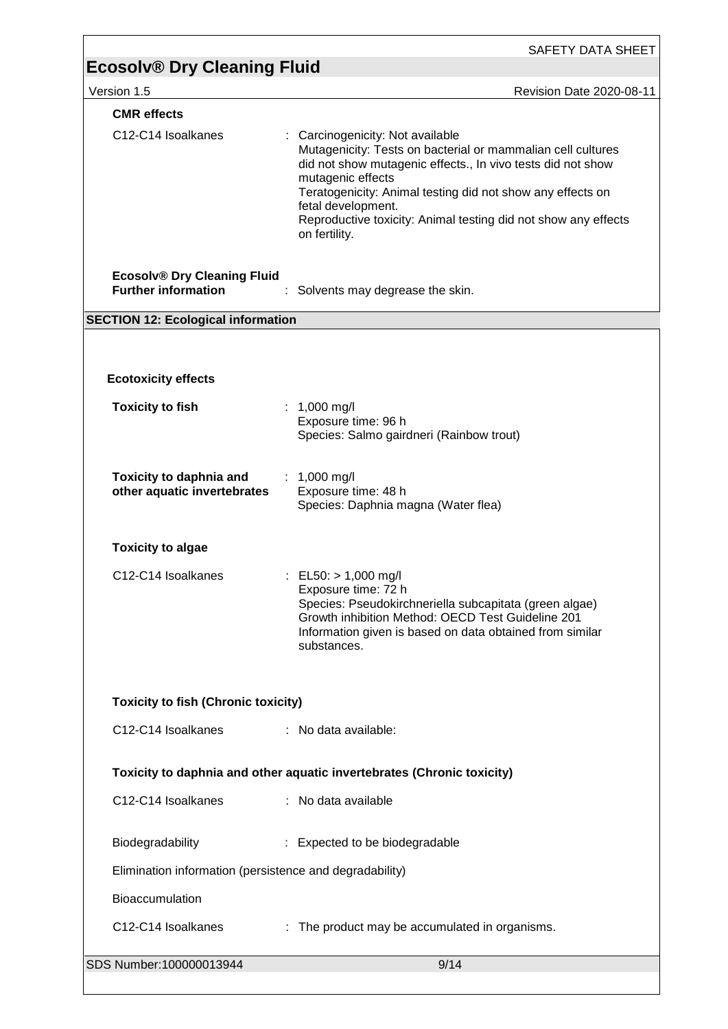**CMR effects**

C12-C14 Isoalkanes : Carcinogenicity: Not available
Mutagenicity: Tests on bacterial or mammalian cell cultures did not show mutagenic effects., In vivo tests did not show mutagenic effects
Teratogenicity: Animal testing did not show any effects on fetal development.
Reproductive toxicity: Animal testing did not show any effects on fertility.

**Ecosolv® Dry Cleaning Fluid**
**Further information** : Solvents may degrease the skin.

## SECTION 12: Ecological information

**Ecotoxicity effects**

**Toxicity to fish** : 1,000 mg/l
Exposure time: 96 h
Species: Salmo gairdneri (Rainbow trout)

**Toxicity to daphnia and other aquatic invertebrates** : 1,000 mg/l
Exposure time: 48 h
Species: Daphnia magna (Water flea)

**Toxicity to algae**

C12-C14 Isoalkanes : EL50: > 1,000 mg/l
Exposure time: 72 h
Species: Pseudokirchneriella subcapitata (green algae)
Growth inhibition Method: OECD Test Guideline 201
Information given is based on data obtained from similar substances.

**Toxicity to fish (Chronic toxicity)**

C12-C14 Isoalkanes : No data available:

**Toxicity to daphnia and other aquatic invertebrates (Chronic toxicity)**

C12-C14 Isoalkanes : No data available

Biodegradability : Expected to be biodegradable

Elimination information (persistence and degradability)

Bioaccumulation

C12-C14 Isoalkanes : The product may be accumulated in organisms.

SDS Number:100000013944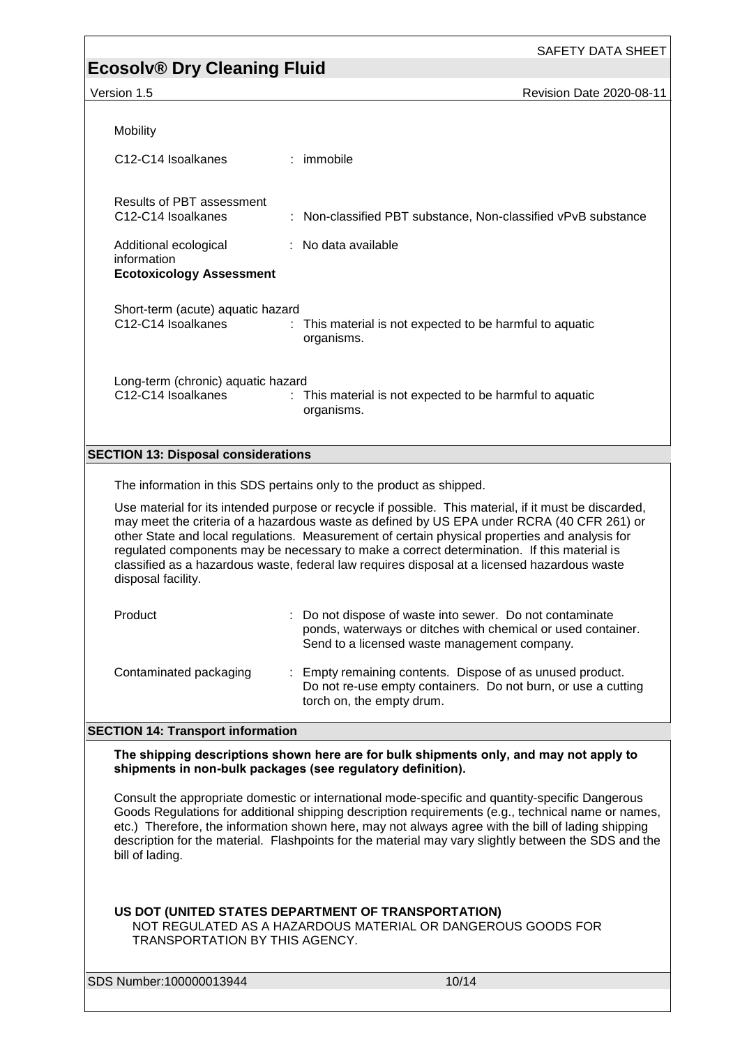Mobility

C12-C14 Isoalkanes : immobile

Results of PBT assessment
C12-C14 Isoalkanes : Non-classified PBT substance, Non-classified vPvB substance

Additional ecological information : No data available

**Ecotoxicology Assessment**

Short-term (acute) aquatic hazard
C12-C14 Isoalkanes : This material is not expected to be harmful to aquatic organisms.

Long-term (chronic) aquatic hazard
C12-C14 Isoalkanes : This material is not expected to be harmful to aquatic organisms.

## SECTION 13: Disposal considerations

The information in this SDS pertains only to the product as shipped.

Use material for its intended purpose or recycle if possible. This material, if it must be discarded, may meet the criteria of a hazardous waste as defined by US EPA under RCRA (40 CFR 261) or other State and local regulations. Measurement of certain physical properties and analysis for regulated components may be necessary to make a correct determination. If this material is classified as a hazardous waste, federal law requires disposal at a licensed hazardous waste disposal facility.

Product : Do not dispose of waste into sewer. Do not contaminate ponds, waterways or ditches with chemical or used container. Send to a licensed waste management company.

Contaminated packaging : Empty remaining contents. Dispose of as unused product. Do not re-use empty containers. Do not burn, or use a cutting torch on, the empty drum.

## SECTION 14: Transport information

**The shipping descriptions shown here are for bulk shipments only, and may not apply to shipments in non-bulk packages (see regulatory definition).**

Consult the appropriate domestic or international mode-specific and quantity-specific Dangerous Goods Regulations for additional shipping description requirements (e.g., technical name or names, etc.) Therefore, the information shown here, may not always agree with the bill of lading shipping description for the material. Flashpoints for the material may vary slightly between the SDS and the bill of lading.

**US DOT (UNITED STATES DEPARTMENT OF TRANSPORTATION)**
NOT REGULATED AS A HAZARDOUS MATERIAL OR DANGEROUS GOODS FOR TRANSPORTATION BY THIS AGENCY.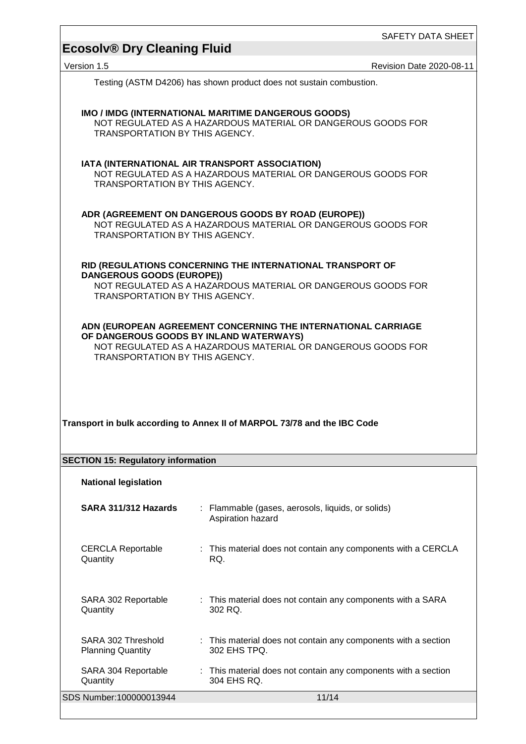Testing (ASTM D4206) has shown product does not sustain combustion.

**IMO / IMDG (INTERNATIONAL MARITIME DANGEROUS GOODS)**
NOT REGULATED AS A HAZARDOUS MATERIAL OR DANGEROUS GOODS FOR TRANSPORTATION BY THIS AGENCY.

**IATA (INTERNATIONAL AIR TRANSPORT ASSOCIATION)**
NOT REGULATED AS A HAZARDOUS MATERIAL OR DANGEROUS GOODS FOR TRANSPORTATION BY THIS AGENCY.

**ADR (AGREEMENT ON DANGEROUS GOODS BY ROAD (EUROPE))**
NOT REGULATED AS A HAZARDOUS MATERIAL OR DANGEROUS GOODS FOR TRANSPORTATION BY THIS AGENCY.

**RID (REGULATIONS CONCERNING THE INTERNATIONAL TRANSPORT OF DANGEROUS GOODS (EUROPE))**
NOT REGULATED AS A HAZARDOUS MATERIAL OR DANGEROUS GOODS FOR TRANSPORTATION BY THIS AGENCY.

**ADN (EUROPEAN AGREEMENT CONCERNING THE INTERNATIONAL CARRIAGE OF DANGEROUS GOODS BY INLAND WATERWAYS)**
NOT REGULATED AS A HAZARDOUS MATERIAL OR DANGEROUS GOODS FOR TRANSPORTATION BY THIS AGENCY.

**Transport in bulk according to Annex II of MARPOL 73/78 and the IBC Code**

## SECTION 15: Regulatory information

**National legislation**

**SARA 311/312 Hazards** : Flammable (gases, aerosols, liquids, or solids)
Aspiration hazard

CERCLA Reportable Quantity : This material does not contain any components with a CERCLA RQ.

SARA 302 Reportable Quantity : This material does not contain any components with a SARA 302 RQ.

SARA 302 Threshold Planning Quantity : This material does not contain any components with a section 302 EHS TPQ.

SARA 304 Reportable Quantity : This material does not contain any components with a section 304 EHS RQ.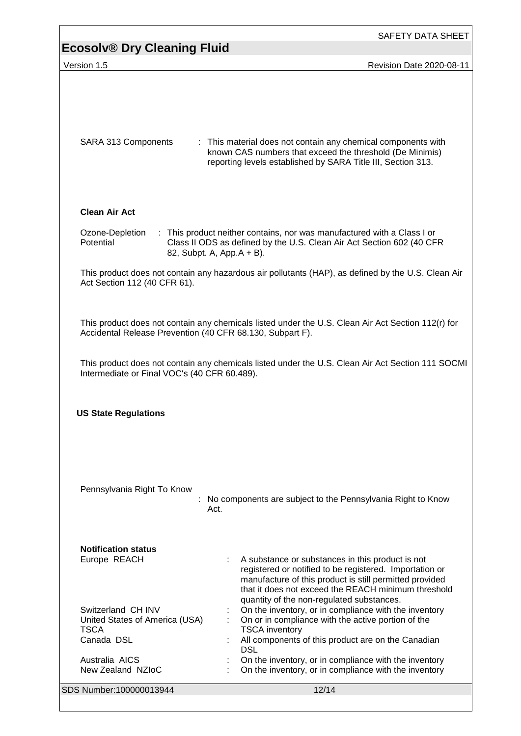SARA 313 Components : This material does not contain any chemical components with known CAS numbers that exceed the threshold (De Minimis) reporting levels established by SARA Title III, Section 313.

**Clean Air Act**

Ozone-Depletion Potential : This product neither contains, nor was manufactured with a Class I or Class II ODS as defined by the U.S. Clean Air Act Section 602 (40 CFR 82, Subpt. A, App.A + B).

This product does not contain any hazardous air pollutants (HAP), as defined by the U.S. Clean Air Act Section 112 (40 CFR 61).

This product does not contain any chemicals listed under the U.S. Clean Air Act Section 112(r) for Accidental Release Prevention (40 CFR 68.130, Subpart F).

This product does not contain any chemicals listed under the U.S. Clean Air Act Section 111 SOCMI Intermediate or Final VOC's (40 CFR 60.489).

**US State Regulations**

Pennsylvania Right To Know : No components are subject to the Pennsylvania Right to Know Act.

**Notification status**

| | | |
|---|---|---|
| Europe REACH | : | A substance or substances in this product is not registered or notified to be registered. Importation or manufacture of this product is still permitted provided that it does not exceed the REACH minimum threshold quantity of the non-regulated substances. |
| Switzerland CH INV | : | On the inventory, or in compliance with the inventory |
| United States of America (USA) TSCA | : | On or in compliance with the active portion of the TSCA inventory |
| Canada DSL | : | All components of this product are on the Canadian DSL |
| Australia AICS | : | On the inventory, or in compliance with the inventory |
| New Zealand NZIoC | : | On the inventory, or in compliance with the inventory |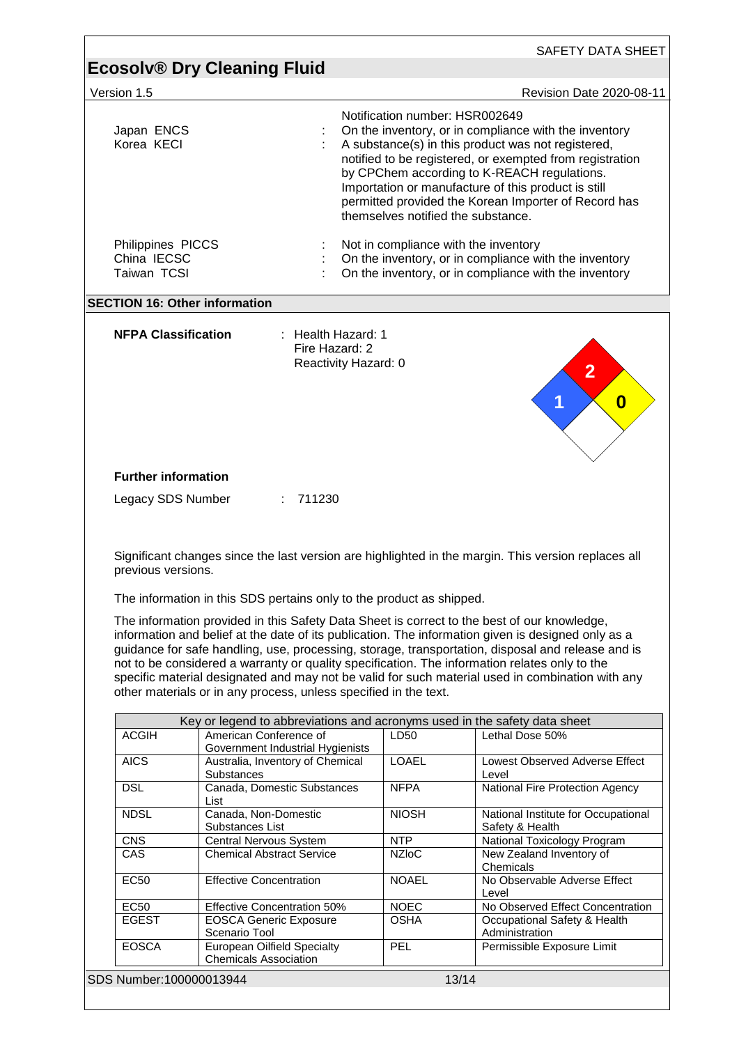Notification number: HSR002649

| | | |
|---|---|---|
| Japan ENCS | : | On the inventory, or in compliance with the inventory |
| Korea KECI | : | A substance(s) in this product was not registered, notified to be registered, or exempted from registration by CPChem according to K-REACH regulations. Importation or manufacture of this product is still permitted provided the Korean Importer of Record has themselves notified the substance. |
| Philippines PICCS | : | Not in compliance with the inventory |
| China IECSC | : | On the inventory, or in compliance with the inventory |
| Taiwan TCSI | : | On the inventory, or in compliance with the inventory |

## SECTION 16: Other information

**NFPA Classification** : Health Hazard: 1
Fire Hazard: 2
Reactivity Hazard: 0

**Further information**

Legacy SDS Number : 711230

Significant changes since the last version are highlighted in the margin. This version replaces all previous versions.

The information in this SDS pertains only to the product as shipped.

The information provided in this Safety Data Sheet is correct to the best of our knowledge, information and belief at the date of its publication. The information given is designed only as a guidance for safe handling, use, processing, storage, transportation, disposal and release and is not to be considered a warranty or quality specification. The information relates only to the specific material designated and may not be valid for such material used in combination with any other materials or in any process, unless specified in the text.

| Key or legend to abbreviations and acronyms used in the safety data sheet | | | |
|---|---|---|---|
| ACGIH | American Conference of Government Industrial Hygienists | LD50 | Lethal Dose 50% |
| AICS | Australia, Inventory of Chemical Substances | LOAEL | Lowest Observed Adverse Effect Level |
| DSL | Canada, Domestic Substances List | NFPA | National Fire Protection Agency |
| NDSL | Canada, Non-Domestic Substances List | NIOSH | National Institute for Occupational Safety & Health |
| CNS | Central Nervous System | NTP | National Toxicology Program |
| CAS | Chemical Abstract Service | NZIoC | New Zealand Inventory of Chemicals |
| EC50 | Effective Concentration | NOAEL | No Observable Adverse Effect Level |
| EC50 | Effective Concentration 50% | NOEC | No Observed Effect Concentration |
| EGEST | EOSCA Generic Exposure Scenario Tool | OSHA | Occupational Safety & Health Administration |
| EOSCA | European Oilfield Specialty Chemicals Association | PEL | Permissible Exposure Limit |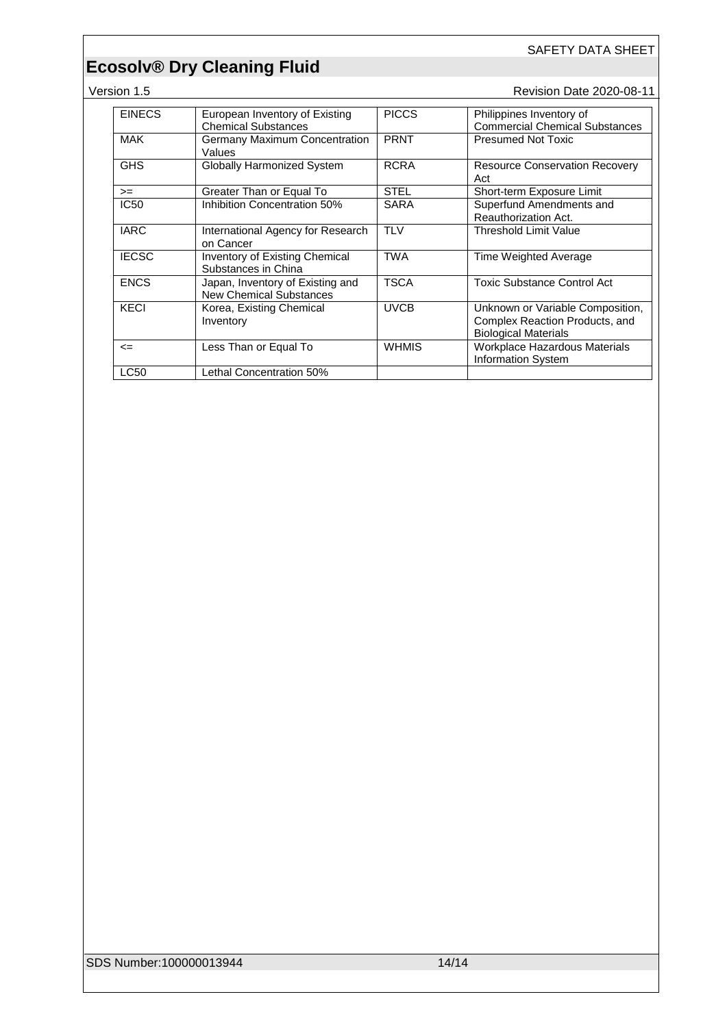| | | | |
|---|---|---|---|
| EINECS | European Inventory of Existing Chemical Substances | PICCS | Philippines Inventory of Commercial Chemical Substances |
| MAK | Germany Maximum Concentration Values | PRNT | Presumed Not Toxic |
| GHS | Globally Harmonized System | RCRA | Resource Conservation Recovery Act |
| >= | Greater Than or Equal To | STEL | Short-term Exposure Limit |
| IC50 | Inhibition Concentration 50% | SARA | Superfund Amendments and Reauthorization Act. |
| IARC | International Agency for Research on Cancer | TLV | Threshold Limit Value |
| IECSC | Inventory of Existing Chemical Substances in China | TWA | Time Weighted Average |
| ENCS | Japan, Inventory of Existing and New Chemical Substances | TSCA | Toxic Substance Control Act |
| KECI | Korea, Existing Chemical Inventory | UVCB | Unknown or Variable Composition, Complex Reaction Products, and Biological Materials |
| <= | Less Than or Equal To | WHMIS | Workplace Hazardous Materials Information System |
| LC50 | Lethal Concentration 50% | | |